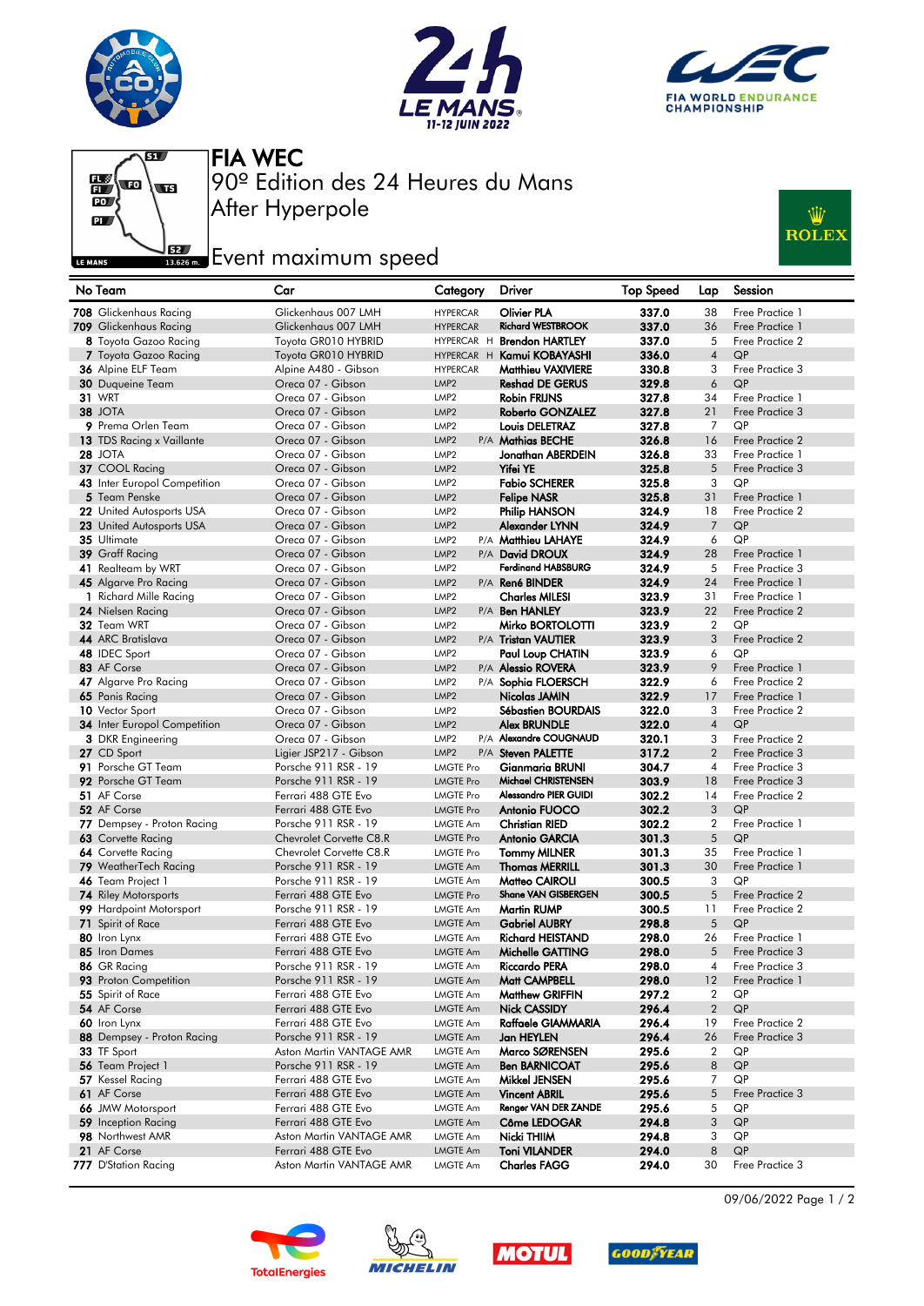# FIA WEC

## 90º Edition des 24 Heures du Mans

## After Hyperpole

## Event maximum speed

| No | Team | Car | Category | | Driver | Top Speed | Lap | Session |
|---|---|---|---|---|---|---|---|---|
| 708 | Glickenhaus Racing | Glickenhaus 007 LMH | HYPERCAR | | Olivier PLA | 337.0 | 38 | Free Practice 1 |
| 709 | Glickenhaus Racing | Glickenhaus 007 LMH | HYPERCAR | | Richard WESTBROOK | 337.0 | 36 | Free Practice 1 |
| 8 | Toyota Gazoo Racing | Toyota GR010 HYBRID | HYPERCAR | H | Brendon HARTLEY | 337.0 | 5 | Free Practice 2 |
| 7 | Toyota Gazoo Racing | Toyota GR010 HYBRID | HYPERCAR | H | Kamui KOBAYASHI | 336.0 | 4 | QP |
| 36 | Alpine ELF Team | Alpine A480 - Gibson | HYPERCAR | | Matthieu VAXIVIERE | 330.8 | 3 | Free Practice 3 |
| 30 | Duqueine Team | Oreca 07 - Gibson | LMP2 | | Reshad DE GERUS | 329.8 | 6 | QP |
| 31 | WRT | Oreca 07 - Gibson | LMP2 | | Robin FRIJNS | 327.8 | 34 | Free Practice 1 |
| 38 | JOTA | Oreca 07 - Gibson | LMP2 | | Roberto GONZALEZ | 327.8 | 21 | Free Practice 3 |
| 9 | Prema Orlen Team | Oreca 07 - Gibson | LMP2 | | Louis DELETRAZ | 327.8 | 7 | QP |
| 13 | TDS Racing x Vaillante | Oreca 07 - Gibson | LMP2 | P/A | Mathias BECHE | 326.8 | 16 | Free Practice 2 |
| 28 | JOTA | Oreca 07 - Gibson | LMP2 | | Jonathan ABERDEIN | 326.8 | 33 | Free Practice 1 |
| 37 | COOL Racing | Oreca 07 - Gibson | LMP2 | | Yifei YE | 325.8 | 5 | Free Practice 3 |
| 43 | Inter Europol Competition | Oreca 07 - Gibson | LMP2 | | Fabio SCHERER | 325.8 | 3 | QP |
| 5 | Team Penske | Oreca 07 - Gibson | LMP2 | | Felipe NASR | 325.8 | 31 | Free Practice 1 |
| 22 | United Autosports USA | Oreca 07 - Gibson | LMP2 | | Philip HANSON | 324.9 | 18 | Free Practice 2 |
| 23 | United Autosports USA | Oreca 07 - Gibson | LMP2 | | Alexander LYNN | 324.9 | 7 | QP |
| 35 | Ultimate | Oreca 07 - Gibson | LMP2 | P/A | Matthieu LAHAYE | 324.9 | 6 | QP |
| 39 | Graff Racing | Oreca 07 - Gibson | LMP2 | P/A | David DROUX | 324.9 | 28 | Free Practice 1 |
| 41 | Realteam by WRT | Oreca 07 - Gibson | LMP2 | | Ferdinand HABSBURG | 324.9 | 5 | Free Practice 3 |
| 45 | Algarve Pro Racing | Oreca 07 - Gibson | LMP2 | P/A | René BINDER | 324.9 | 24 | Free Practice 1 |
| 1 | Richard Mille Racing | Oreca 07 - Gibson | LMP2 | | Charles MILESI | 323.9 | 31 | Free Practice 1 |
| 24 | Nielsen Racing | Oreca 07 - Gibson | LMP2 | P/A | Ben HANLEY | 323.9 | 22 | Free Practice 2 |
| 32 | Team WRT | Oreca 07 - Gibson | LMP2 | | Mirko BORTOLOTTI | 323.9 | 2 | QP |
| 44 | ARC Bratislava | Oreca 07 - Gibson | LMP2 | P/A | Tristan VAUTIER | 323.9 | 3 | Free Practice 2 |
| 48 | IDEC Sport | Oreca 07 - Gibson | LMP2 | | Paul Loup CHATIN | 323.9 | 6 | QP |
| 83 | AF Corse | Oreca 07 - Gibson | LMP2 | P/A | Alessio ROVERA | 323.9 | 9 | Free Practice 1 |
| 47 | Algarve Pro Racing | Oreca 07 - Gibson | LMP2 | P/A | Sophia FLOERSCH | 322.9 | 6 | Free Practice 2 |
| 65 | Panis Racing | Oreca 07 - Gibson | LMP2 | | Nicolas JAMIN | 322.9 | 17 | Free Practice 1 |
| 10 | Vector Sport | Oreca 07 - Gibson | LMP2 | | Sébastien BOURDAIS | 322.0 | 3 | Free Practice 2 |
| 34 | Inter Europol Competition | Oreca 07 - Gibson | LMP2 | | Alex BRUNDLE | 322.0 | 4 | QP |
| 3 | DKR Engineering | Oreca 07 - Gibson | LMP2 | P/A | Alexandre COUGNAUD | 320.1 | 3 | Free Practice 2 |
| 27 | CD Sport | Ligier JSP217 - Gibson | LMP2 | P/A | Steven PALETTE | 317.2 | 2 | Free Practice 3 |
| 91 | Porsche GT Team | Porsche 911 RSR - 19 | LMGTE Pro | | Gianmaria BRUNI | 304.7 | 4 | Free Practice 3 |
| 92 | Porsche GT Team | Porsche 911 RSR - 19 | LMGTE Pro | | Michael CHRISTENSEN | 303.9 | 18 | Free Practice 3 |
| 51 | AF Corse | Ferrari 488 GTE Evo | LMGTE Pro | | Alessandro PIER GUIDI | 302.2 | 14 | Free Practice 2 |
| 52 | AF Corse | Ferrari 488 GTE Evo | LMGTE Pro | | Antonio FUOCO | 302.2 | 3 | QP |
| 77 | Dempsey - Proton Racing | Porsche 911 RSR - 19 | LMGTE Am | | Christian RIED | 302.2 | 2 | Free Practice 1 |
| 63 | Corvette Racing | Chevrolet Corvette C8.R | LMGTE Pro | | Antonio GARCIA | 301.3 | 5 | QP |
| 64 | Corvette Racing | Chevrolet Corvette C8.R | LMGTE Pro | | Tommy MILNER | 301.3 | 35 | Free Practice 1 |
| 79 | WeatherTech Racing | Porsche 911 RSR - 19 | LMGTE Am | | Thomas MERRILL | 301.3 | 30 | Free Practice 1 |
| 46 | Team Project 1 | Porsche 911 RSR - 19 | LMGTE Am | | Matteo CAIROLI | 300.5 | 3 | QP |
| 74 | Riley Motorsports | Ferrari 488 GTE Evo | LMGTE Pro | | Shane VAN GISBERGEN | 300.5 | 5 | Free Practice 2 |
| 99 | Hardpoint Motorsport | Porsche 911 RSR - 19 | LMGTE Am | | Martin RUMP | 300.5 | 11 | Free Practice 2 |
| 71 | Spirit of Race | Ferrari 488 GTE Evo | LMGTE Am | | Gabriel AUBRY | 298.8 | 5 | QP |
| 80 | Iron Lynx | Ferrari 488 GTE Evo | LMGTE Am | | Richard HEISTAND | 298.0 | 26 | Free Practice 1 |
| 85 | Iron Dames | Ferrari 488 GTE Evo | LMGTE Am | | Michelle GATTING | 298.0 | 5 | Free Practice 3 |
| 86 | GR Racing | Porsche 911 RSR - 19 | LMGTE Am | | Riccardo PERA | 298.0 | 4 | Free Practice 3 |
| 93 | Proton Competition | Porsche 911 RSR - 19 | LMGTE Am | | Matt CAMPBELL | 298.0 | 12 | Free Practice 1 |
| 55 | Spirit of Race | Ferrari 488 GTE Evo | LMGTE Am | | Matthew GRIFFIN | 297.2 | 2 | QP |
| 54 | AF Corse | Ferrari 488 GTE Evo | LMGTE Am | | Nick CASSIDY | 296.4 | 2 | QP |
| 60 | Iron Lynx | Ferrari 488 GTE Evo | LMGTE Am | | Raffaele GIAMMARIA | 296.4 | 19 | Free Practice 2 |
| 88 | Dempsey - Proton Racing | Porsche 911 RSR - 19 | LMGTE Am | | Jan HEYLEN | 296.4 | 26 | Free Practice 3 |
| 33 | TF Sport | Aston Martin VANTAGE AMR | LMGTE Am | | Marco SØRENSEN | 295.6 | 2 | QP |
| 56 | Team Project 1 | Porsche 911 RSR - 19 | LMGTE Am | | Ben BARNICOAT | 295.6 | 8 | QP |
| 57 | Kessel Racing | Ferrari 488 GTE Evo | LMGTE Am | | Mikkel JENSEN | 295.6 | 7 | QP |
| 61 | AF Corse | Ferrari 488 GTE Evo | LMGTE Am | | Vincent ABRIL | 295.6 | 5 | Free Practice 3 |
| 66 | JMW Motorsport | Ferrari 488 GTE Evo | LMGTE Am | | Renger VAN DER ZANDE | 295.6 | 5 | QP |
| 59 | Inception Racing | Ferrari 488 GTE Evo | LMGTE Am | | Côme LEDOGAR | 294.8 | 3 | QP |
| 98 | Northwest AMR | Aston Martin VANTAGE AMR | LMGTE Am | | Nicki THIIM | 294.8 | 3 | QP |
| 21 | AF Corse | Ferrari 488 GTE Evo | LMGTE Am | | Toni VILANDER | 294.0 | 8 | QP |
| 777 | D'Station Racing | Aston Martin VANTAGE AMR | LMGTE Am | | Charles FAGG | 294.0 | 30 | Free Practice 3 |

09/06/2022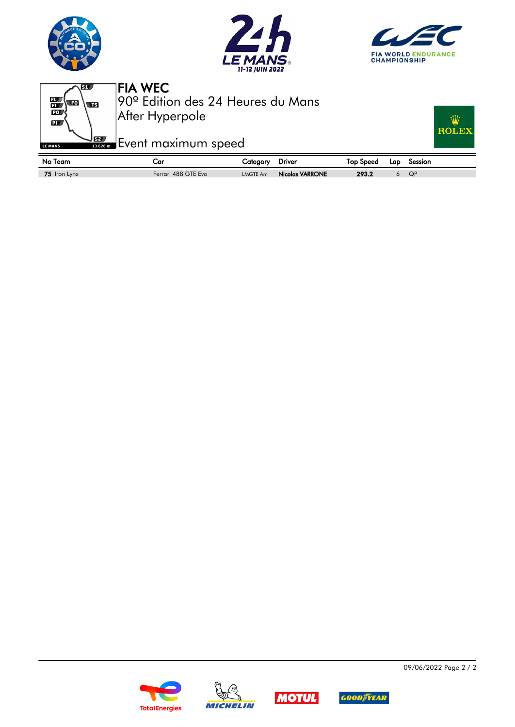# FIA WEC

90º Edition des 24 Heures du Mans

After Hyperpole

## Event maximum speed

| No | Team | Car | Category | Driver | Top Speed | Lap | Session |
|---|---|---|---|---|---|---|---|
| **75** | Iron Lynx | Ferrari 488 GTE Evo | LMGTE Am | **Nicolas VARRONE** | **293.2** | 6 | QP |

09/06/2022